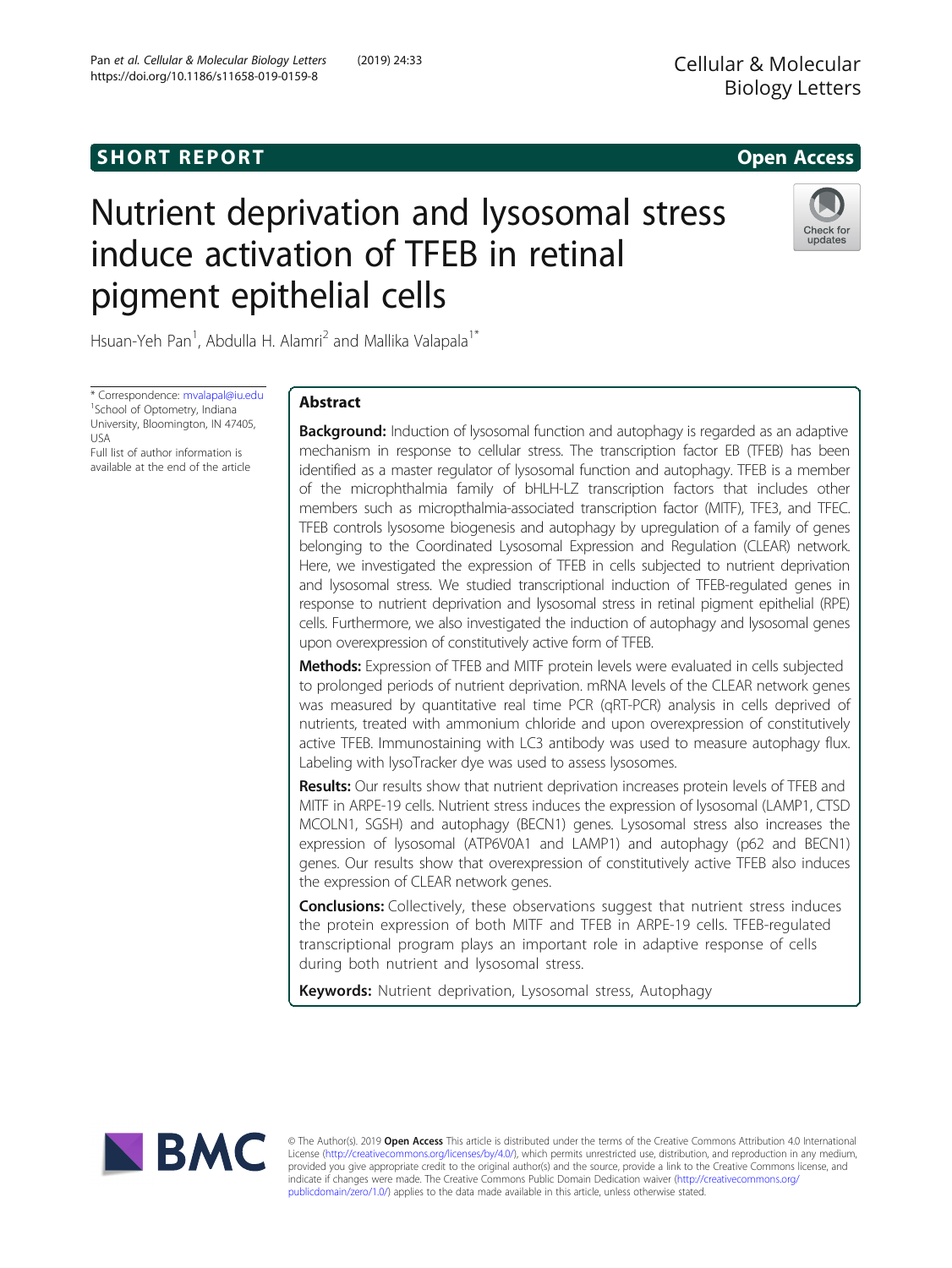SHORT REPORT

Open Access

# Nutrient deprivation and lysosomal stress induce activation of TFEB in retinal pigment epithelial cells

Hsuan-Yeh Pan[1], Abdulla H. Alamri[2] and Mallika Valapala[1*]

\* Correspondence: mvalapal@iu.edu
[1]School of Optometry, Indiana University, Bloomington, IN 47405, USA
Full list of author information is available at the end of the article

## Abstract

**Background:** Induction of lysosomal function and autophagy is regarded as an adaptive mechanism in response to cellular stress. The transcription factor EB (TFEB) has been identified as a master regulator of lysosomal function and autophagy. TFEB is a member of the microphthalmia family of bHLH-LZ transcription factors that includes other members such as micropthalmia-associated transcription factor (MITF), TFE3, and TFEC. TFEB controls lysosome biogenesis and autophagy by upregulation of a family of genes belonging to the Coordinated Lysosomal Expression and Regulation (CLEAR) network. Here, we investigated the expression of TFEB in cells subjected to nutrient deprivation and lysosomal stress. We studied transcriptional induction of TFEB-regulated genes in response to nutrient deprivation and lysosomal stress in retinal pigment epithelial (RPE) cells. Furthermore, we also investigated the induction of autophagy and lysosomal genes upon overexpression of constitutively active form of TFEB.

**Methods:** Expression of TFEB and MITF protein levels were evaluated in cells subjected to prolonged periods of nutrient deprivation. mRNA levels of the CLEAR network genes was measured by quantitative real time PCR (qRT-PCR) analysis in cells deprived of nutrients, treated with ammonium chloride and upon overexpression of constitutively active TFEB. Immunostaining with LC3 antibody was used to measure autophagy flux. Labeling with lysoTracker dye was used to assess lysosomes.

**Results:** Our results show that nutrient deprivation increases protein levels of TFEB and MITF in ARPE-19 cells. Nutrient stress induces the expression of lysosomal (LAMP1, CTSD MCOLN1, SGSH) and autophagy (BECN1) genes. Lysosomal stress also increases the expression of lysosomal (ATP6V0A1 and LAMP1) and autophagy (p62 and BECN1) genes. Our results show that overexpression of constitutively active TFEB also induces the expression of CLEAR network genes.

**Conclusions:** Collectively, these observations suggest that nutrient stress induces the protein expression of both MITF and TFEB in ARPE-19 cells. TFEB-regulated transcriptional program plays an important role in adaptive response of cells during both nutrient and lysosomal stress.

**Keywords:** Nutrient deprivation, Lysosomal stress, Autophagy

© The Author(s). 2019 **Open Access** This article is distributed under the terms of the Creative Commons Attribution 4.0 International License (http://creativecommons.org/licenses/by/4.0/), which permits unrestricted use, distribution, and reproduction in any medium, provided you give appropriate credit to the original author(s) and the source, provide a link to the Creative Commons license, and indicate if changes were made. The Creative Commons Public Domain Dedication waiver (http://creativecommons.org/publicdomain/zero/1.0/) applies to the data made available in this article, unless otherwise stated.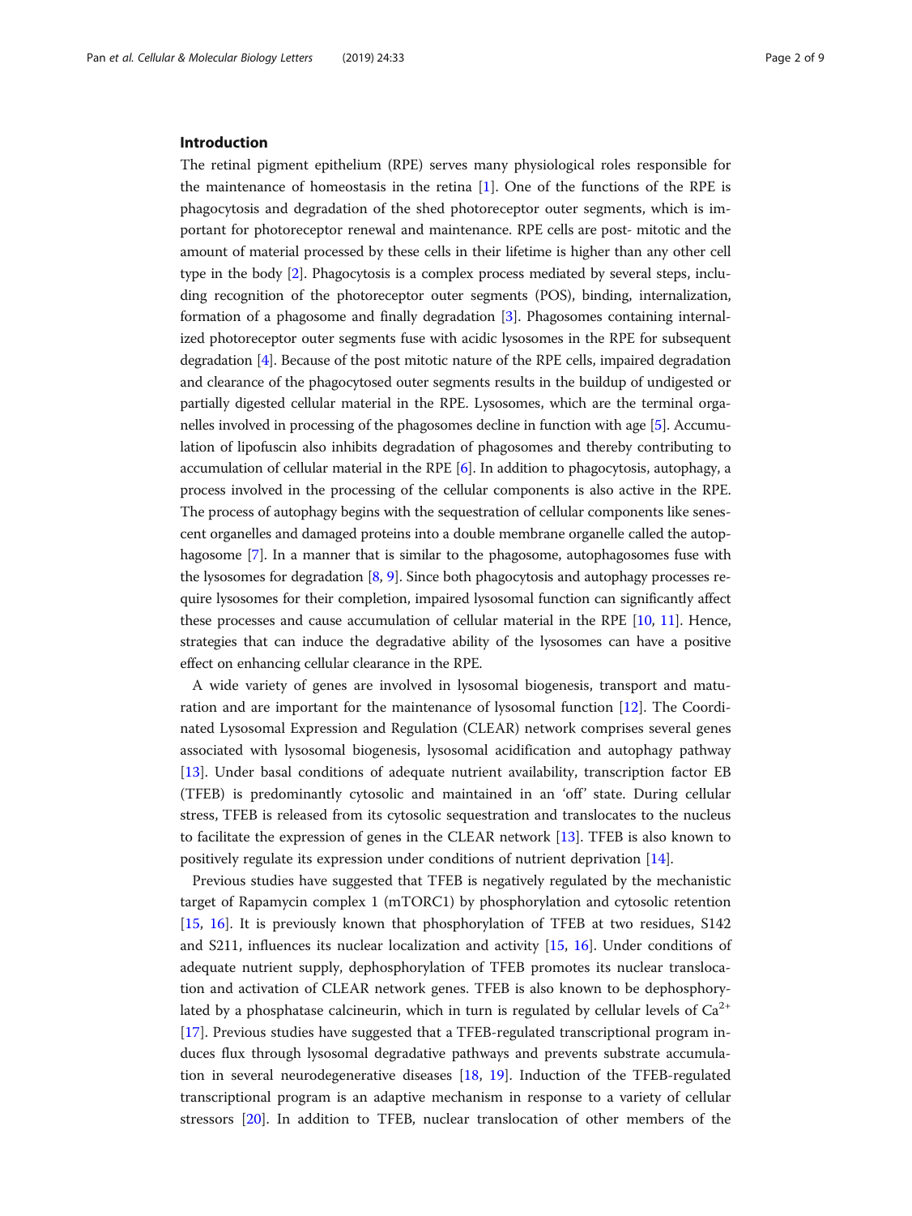## Introduction

The retinal pigment epithelium (RPE) serves many physiological roles responsible for the maintenance of homeostasis in the retina [1]. One of the functions of the RPE is phagocytosis and degradation of the shed photoreceptor outer segments, which is important for photoreceptor renewal and maintenance. RPE cells are post- mitotic and the amount of material processed by these cells in their lifetime is higher than any other cell type in the body [2]. Phagocytosis is a complex process mediated by several steps, including recognition of the photoreceptor outer segments (POS), binding, internalization, formation of a phagosome and finally degradation [3]. Phagosomes containing internalized photoreceptor outer segments fuse with acidic lysosomes in the RPE for subsequent degradation [4]. Because of the post mitotic nature of the RPE cells, impaired degradation and clearance of the phagocytosed outer segments results in the buildup of undigested or partially digested cellular material in the RPE. Lysosomes, which are the terminal organelles involved in processing of the phagosomes decline in function with age [5]. Accumulation of lipofuscin also inhibits degradation of phagosomes and thereby contributing to accumulation of cellular material in the RPE [6]. In addition to phagocytosis, autophagy, a process involved in the processing of the cellular components is also active in the RPE. The process of autophagy begins with the sequestration of cellular components like senescent organelles and damaged proteins into a double membrane organelle called the autophagosome [7]. In a manner that is similar to the phagosome, autophagosomes fuse with the lysosomes for degradation [8, 9]. Since both phagocytosis and autophagy processes require lysosomes for their completion, impaired lysosomal function can significantly affect these processes and cause accumulation of cellular material in the RPE [10, 11]. Hence, strategies that can induce the degradative ability of the lysosomes can have a positive effect on enhancing cellular clearance in the RPE.

A wide variety of genes are involved in lysosomal biogenesis, transport and maturation and are important for the maintenance of lysosomal function [12]. The Coordinated Lysosomal Expression and Regulation (CLEAR) network comprises several genes associated with lysosomal biogenesis, lysosomal acidification and autophagy pathway [13]. Under basal conditions of adequate nutrient availability, transcription factor EB (TFEB) is predominantly cytosolic and maintained in an 'off' state. During cellular stress, TFEB is released from its cytosolic sequestration and translocates to the nucleus to facilitate the expression of genes in the CLEAR network [13]. TFEB is also known to positively regulate its expression under conditions of nutrient deprivation [14].

Previous studies have suggested that TFEB is negatively regulated by the mechanistic target of Rapamycin complex 1 (mTORC1) by phosphorylation and cytosolic retention [15, 16]. It is previously known that phosphorylation of TFEB at two residues, S142 and S211, influences its nuclear localization and activity [15, 16]. Under conditions of adequate nutrient supply, dephosphorylation of TFEB promotes its nuclear translocation and activation of CLEAR network genes. TFEB is also known to be dephosphorylated by a phosphatase calcineurin, which in turn is regulated by cellular levels of $Ca^{2+}$ [17]. Previous studies have suggested that a TFEB-regulated transcriptional program induces flux through lysosomal degradative pathways and prevents substrate accumulation in several neurodegenerative diseases [18, 19]. Induction of the TFEB-regulated transcriptional program is an adaptive mechanism in response to a variety of cellular stressors [20]. In addition to TFEB, nuclear translocation of other members of the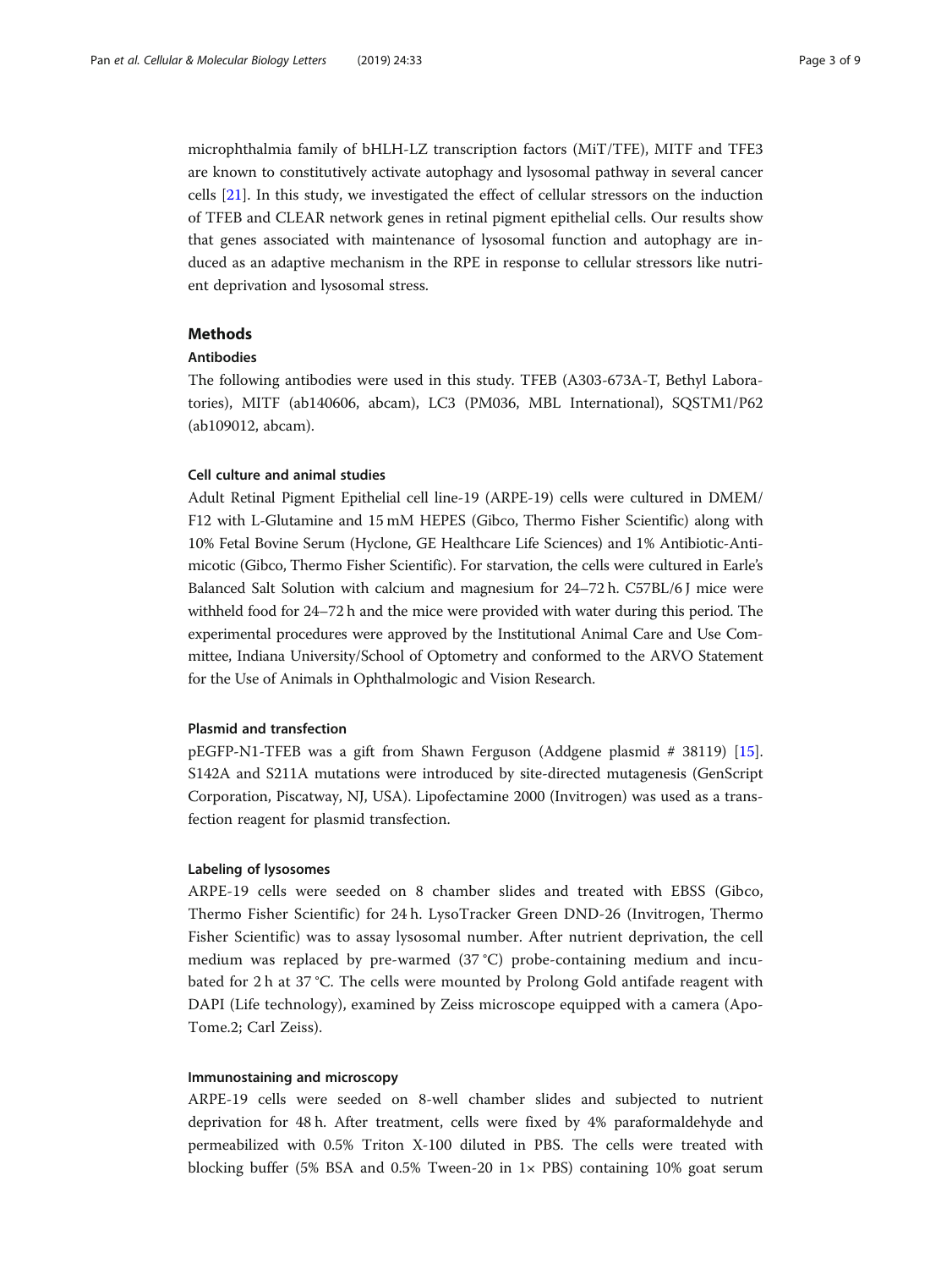microphthalmia family of bHLH-LZ transcription factors (MiT/TFE), MITF and TFE3 are known to constitutively activate autophagy and lysosomal pathway in several cancer cells [21]. In this study, we investigated the effect of cellular stressors on the induction of TFEB and CLEAR network genes in retinal pigment epithelial cells. Our results show that genes associated with maintenance of lysosomal function and autophagy are induced as an adaptive mechanism in the RPE in response to cellular stressors like nutrient deprivation and lysosomal stress.

## Methods

### Antibodies

The following antibodies were used in this study. TFEB (A303-673A-T, Bethyl Laboratories), MITF (ab140606, abcam), LC3 (PM036, MBL International), SQSTM1/P62 (ab109012, abcam).

### Cell culture and animal studies

Adult Retinal Pigment Epithelial cell line-19 (ARPE-19) cells were cultured in DMEM/F12 with L-Glutamine and 15 mM HEPES (Gibco, Thermo Fisher Scientific) along with 10% Fetal Bovine Serum (Hyclone, GE Healthcare Life Sciences) and 1% Antibiotic-Antimicotic (Gibco, Thermo Fisher Scientific). For starvation, the cells were cultured in Earle's Balanced Salt Solution with calcium and magnesium for 24–72 h. C57BL/6 J mice were withheld food for 24–72 h and the mice were provided with water during this period. The experimental procedures were approved by the Institutional Animal Care and Use Committee, Indiana University/School of Optometry and conformed to the ARVO Statement for the Use of Animals in Ophthalmologic and Vision Research.

### Plasmid and transfection

pEGFP-N1-TFEB was a gift from Shawn Ferguson (Addgene plasmid # 38119) [15]. S142A and S211A mutations were introduced by site-directed mutagenesis (GenScript Corporation, Piscatway, NJ, USA). Lipofectamine 2000 (Invitrogen) was used as a transfection reagent for plasmid transfection.

### Labeling of lysosomes

ARPE-19 cells were seeded on 8 chamber slides and treated with EBSS (Gibco, Thermo Fisher Scientific) for 24 h. LysoTracker Green DND-26 (Invitrogen, Thermo Fisher Scientific) was to assay lysosomal number. After nutrient deprivation, the cell medium was replaced by pre-warmed (37 °C) probe-containing medium and incubated for 2 h at 37 °C. The cells were mounted by Prolong Gold antifade reagent with DAPI (Life technology), examined by Zeiss microscope equipped with a camera (ApoTome.2; Carl Zeiss).

### Immunostaining and microscopy

ARPE-19 cells were seeded on 8-well chamber slides and subjected to nutrient deprivation for 48 h. After treatment, cells were fixed by 4% paraformaldehyde and permeabilized with 0.5% Triton X-100 diluted in PBS. The cells were treated with blocking buffer (5% BSA and 0.5% Tween-20 in 1× PBS) containing 10% goat serum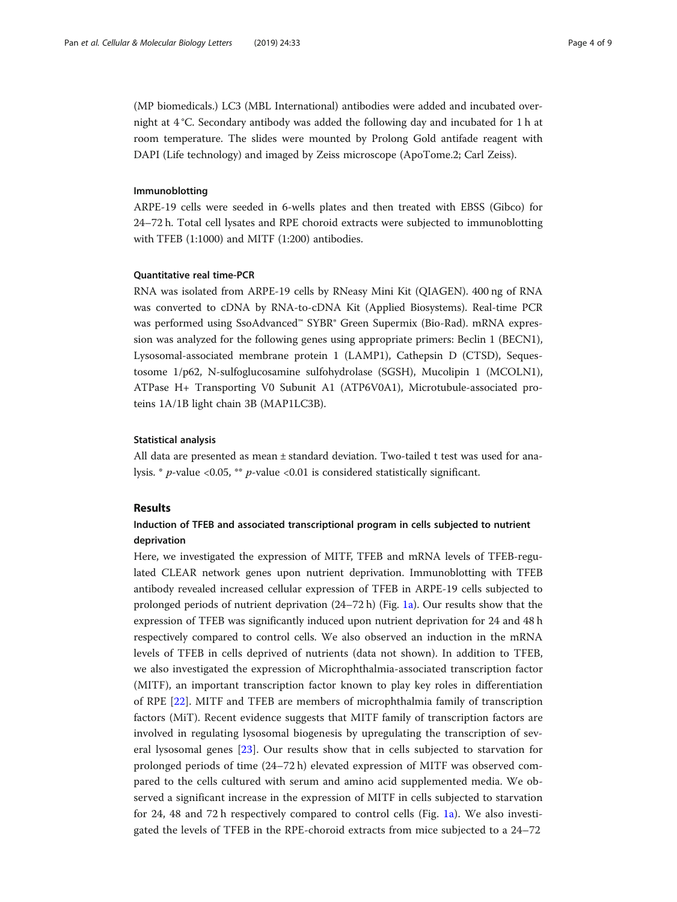(MP biomedicals.) LC3 (MBL International) antibodies were added and incubated overnight at 4 °C. Secondary antibody was added the following day and incubated for 1 h at room temperature. The slides were mounted by Prolong Gold antifade reagent with DAPI (Life technology) and imaged by Zeiss microscope (ApoTome.2; Carl Zeiss).

### Immunoblotting

ARPE-19 cells were seeded in 6-wells plates and then treated with EBSS (Gibco) for 24–72 h. Total cell lysates and RPE choroid extracts were subjected to immunoblotting with TFEB (1:1000) and MITF (1:200) antibodies.

### Quantitative real time-PCR

RNA was isolated from ARPE-19 cells by RNeasy Mini Kit (QIAGEN). 400 ng of RNA was converted to cDNA by RNA-to-cDNA Kit (Applied Biosystems). Real-time PCR was performed using SsoAdvanced™ SYBR® Green Supermix (Bio-Rad). mRNA expression was analyzed for the following genes using appropriate primers: Beclin 1 (BECN1), Lysosomal-associated membrane protein 1 (LAMP1), Cathepsin D (CTSD), Sequestosome 1/p62, N-sulfoglucosamine sulfohydrolase (SGSH), Mucolipin 1 (MCOLN1), ATPase H+ Transporting V0 Subunit A1 (ATP6V0A1), Microtubule-associated proteins 1A/1B light chain 3B (MAP1LC3B).

### Statistical analysis

All data are presented as mean ± standard deviation. Two-tailed t test was used for analysis. * $p$-value <0.05, ** $p$-value <0.01 is considered statistically significant.

## Results

### Induction of TFEB and associated transcriptional program in cells subjected to nutrient deprivation

Here, we investigated the expression of MITF, TFEB and mRNA levels of TFEB-regulated CLEAR network genes upon nutrient deprivation. Immunoblotting with TFEB antibody revealed increased cellular expression of TFEB in ARPE-19 cells subjected to prolonged periods of nutrient deprivation (24–72 h) (Fig. 1a). Our results show that the expression of TFEB was significantly induced upon nutrient deprivation for 24 and 48 h respectively compared to control cells. We also observed an induction in the mRNA levels of TFEB in cells deprived of nutrients (data not shown). In addition to TFEB, we also investigated the expression of Microphthalmia-associated transcription factor (MITF), an important transcription factor known to play key roles in differentiation of RPE [22]. MITF and TFEB are members of microphthalmia family of transcription factors (MiT). Recent evidence suggests that MITF family of transcription factors are involved in regulating lysosomal biogenesis by upregulating the transcription of several lysosomal genes [23]. Our results show that in cells subjected to starvation for prolonged periods of time (24–72 h) elevated expression of MITF was observed compared to the cells cultured with serum and amino acid supplemented media. We observed a significant increase in the expression of MITF in cells subjected to starvation for 24, 48 and 72 h respectively compared to control cells (Fig. 1a). We also investigated the levels of TFEB in the RPE-choroid extracts from mice subjected to a 24–72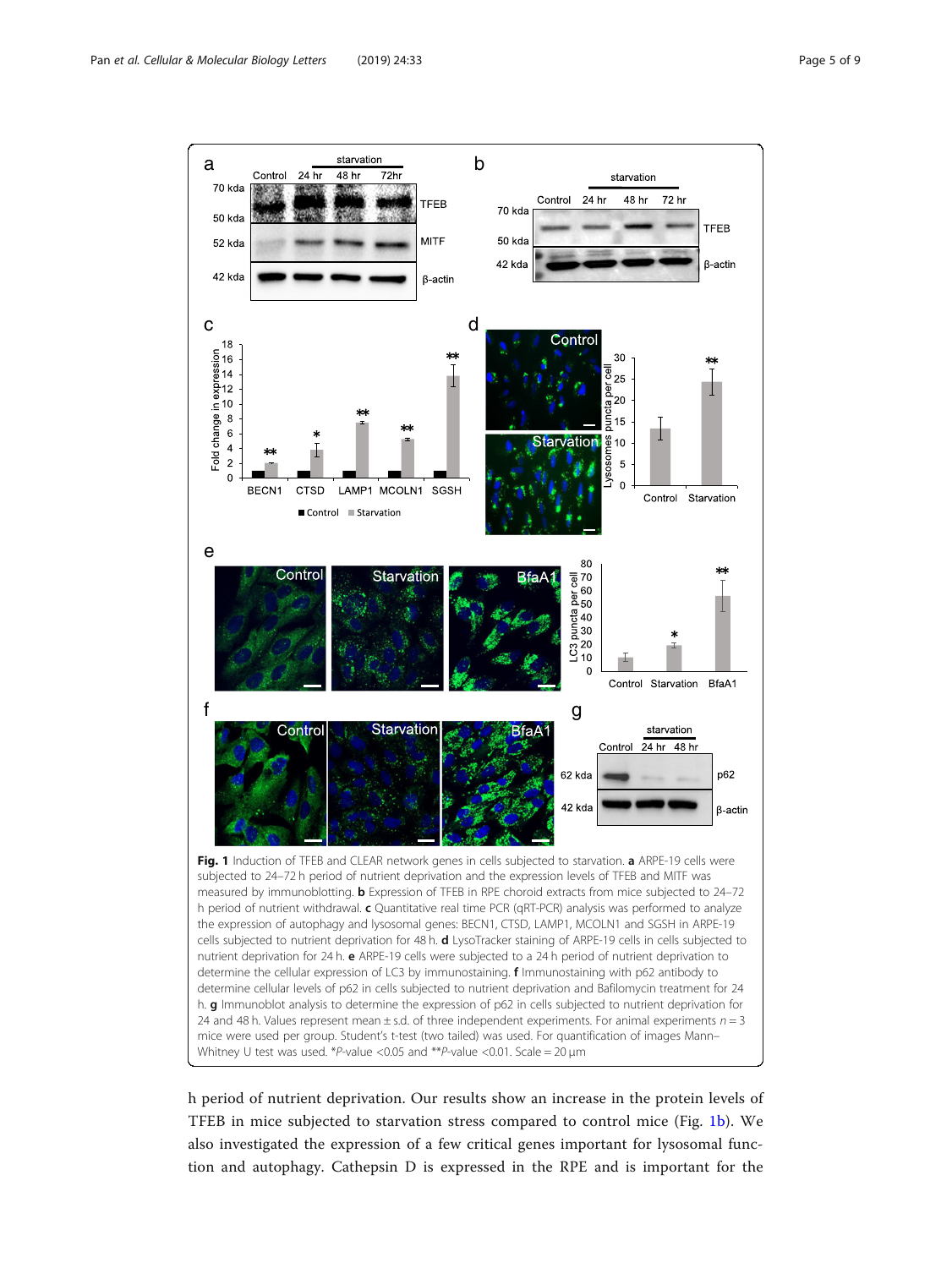**Fig. 1** Induction of TFEB and CLEAR network genes in cells subjected to starvation. **a** ARPE-19 cells were subjected to 24–72 h period of nutrient deprivation and the expression levels of TFEB and MITF was measured by immunoblotting. **b** Expression of TFEB in RPE choroid extracts from mice subjected to 24–72 h period of nutrient withdrawal. **c** Quantitative real time PCR (qRT-PCR) analysis was performed to analyze the expression of autophagy and lysosomal genes: BECN1, CTSD, LAMP1, MCOLN1 and SGSH in ARPE-19 cells subjected to nutrient deprivation for 48 h. **d** LysoTracker staining of ARPE-19 cells in cells subjected to nutrient deprivation for 24 h. **e** ARPE-19 cells were subjected to a 24 h period of nutrient deprivation to determine the cellular expression of LC3 by immunostaining. **f** Immunostaining with p62 antibody to determine cellular levels of p62 in cells subjected to nutrient deprivation and Bafilomycin treatment for 24 h. **g** Immunoblot analysis to determine the expression of p62 in cells subjected to nutrient deprivation for 24 and 48 h. Values represent mean ± s.d. of three independent experiments. For animal experiments $n = 3$ mice were used per group. Student's t-test (two tailed) was used. For quantification of images Mann–Whitney U test was used. *$P$-value <0.05 and **$P$-value <0.01. Scale = 20 μm

h period of nutrient deprivation. Our results show an increase in the protein levels of TFEB in mice subjected to starvation stress compared to control mice (Fig. 1b). We also investigated the expression of a few critical genes important for lysosomal function and autophagy. Cathepsin D is expressed in the RPE and is important for the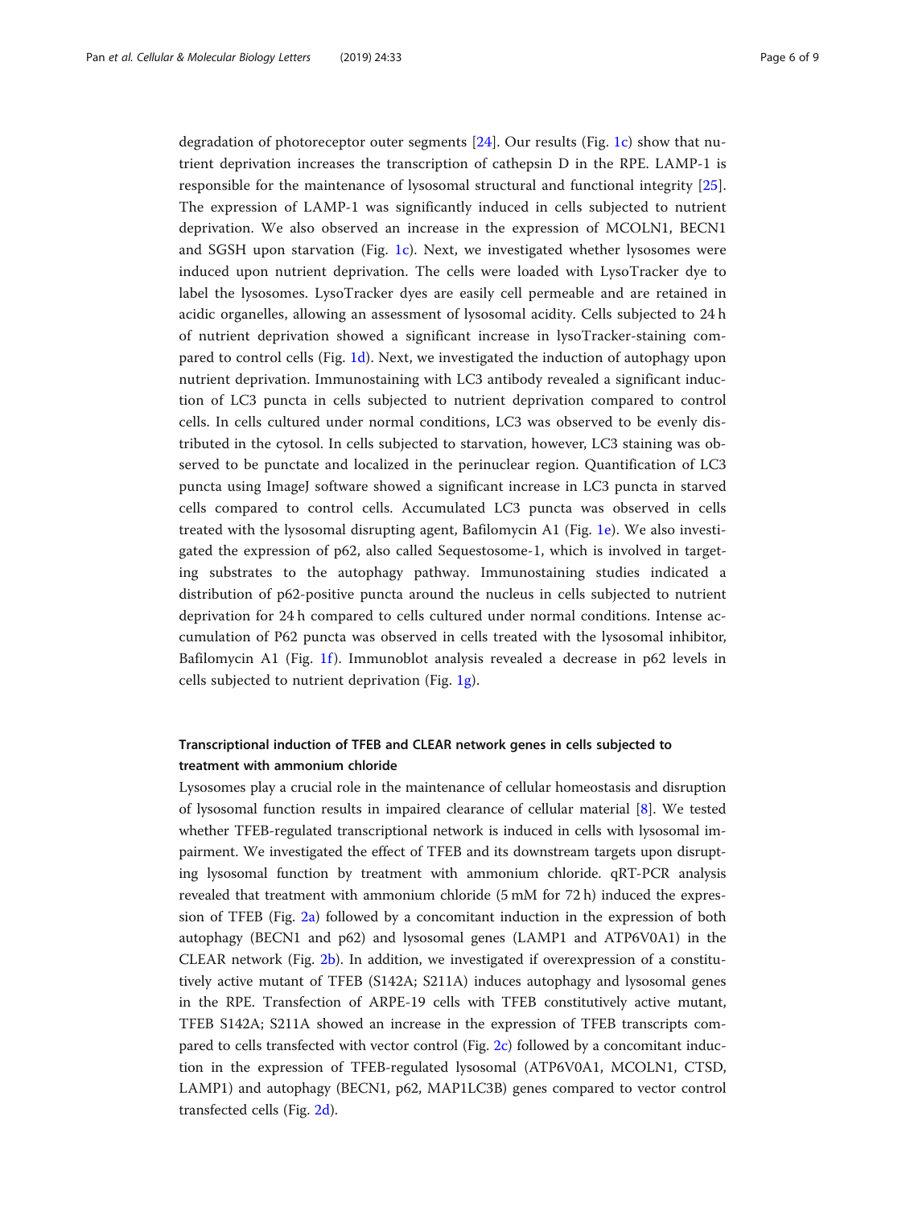degradation of photoreceptor outer segments [24]. Our results (Fig. 1c) show that nutrient deprivation increases the transcription of cathepsin D in the RPE. LAMP-1 is responsible for the maintenance of lysosomal structural and functional integrity [25]. The expression of LAMP-1 was significantly induced in cells subjected to nutrient deprivation. We also observed an increase in the expression of MCOLN1, BECN1 and SGSH upon starvation (Fig. 1c). Next, we investigated whether lysosomes were induced upon nutrient deprivation. The cells were loaded with LysoTracker dye to label the lysosomes. LysoTracker dyes are easily cell permeable and are retained in acidic organelles, allowing an assessment of lysosomal acidity. Cells subjected to 24 h of nutrient deprivation showed a significant increase in lysoTracker-staining compared to control cells (Fig. 1d). Next, we investigated the induction of autophagy upon nutrient deprivation. Immunostaining with LC3 antibody revealed a significant induction of LC3 puncta in cells subjected to nutrient deprivation compared to control cells. In cells cultured under normal conditions, LC3 was observed to be evenly distributed in the cytosol. In cells subjected to starvation, however, LC3 staining was observed to be punctate and localized in the perinuclear region. Quantification of LC3 puncta using ImageJ software showed a significant increase in LC3 puncta in starved cells compared to control cells. Accumulated LC3 puncta was observed in cells treated with the lysosomal disrupting agent, Bafilomycin A1 (Fig. 1e). We also investigated the expression of p62, also called Sequestosome-1, which is involved in targeting substrates to the autophagy pathway. Immunostaining studies indicated a distribution of p62-positive puncta around the nucleus in cells subjected to nutrient deprivation for 24 h compared to cells cultured under normal conditions. Intense accumulation of P62 puncta was observed in cells treated with the lysosomal inhibitor, Bafilomycin A1 (Fig. 1f). Immunoblot analysis revealed a decrease in p62 levels in cells subjected to nutrient deprivation (Fig. 1g).

### Transcriptional induction of TFEB and CLEAR network genes in cells subjected to treatment with ammonium chloride

Lysosomes play a crucial role in the maintenance of cellular homeostasis and disruption of lysosomal function results in impaired clearance of cellular material [8]. We tested whether TFEB-regulated transcriptional network is induced in cells with lysosomal impairment. We investigated the effect of TFEB and its downstream targets upon disrupting lysosomal function by treatment with ammonium chloride. qRT-PCR analysis revealed that treatment with ammonium chloride (5 mM for 72 h) induced the expression of TFEB (Fig. 2a) followed by a concomitant induction in the expression of both autophagy (BECN1 and p62) and lysosomal genes (LAMP1 and ATP6V0A1) in the CLEAR network (Fig. 2b). In addition, we investigated if overexpression of a constitutively active mutant of TFEB (S142A; S211A) induces autophagy and lysosomal genes in the RPE. Transfection of ARPE-19 cells with TFEB constitutively active mutant, TFEB S142A; S211A showed an increase in the expression of TFEB transcripts compared to cells transfected with vector control (Fig. 2c) followed by a concomitant induction in the expression of TFEB-regulated lysosomal (ATP6V0A1, MCOLN1, CTSD, LAMP1) and autophagy (BECN1, p62, MAP1LC3B) genes compared to vector control transfected cells (Fig. 2d).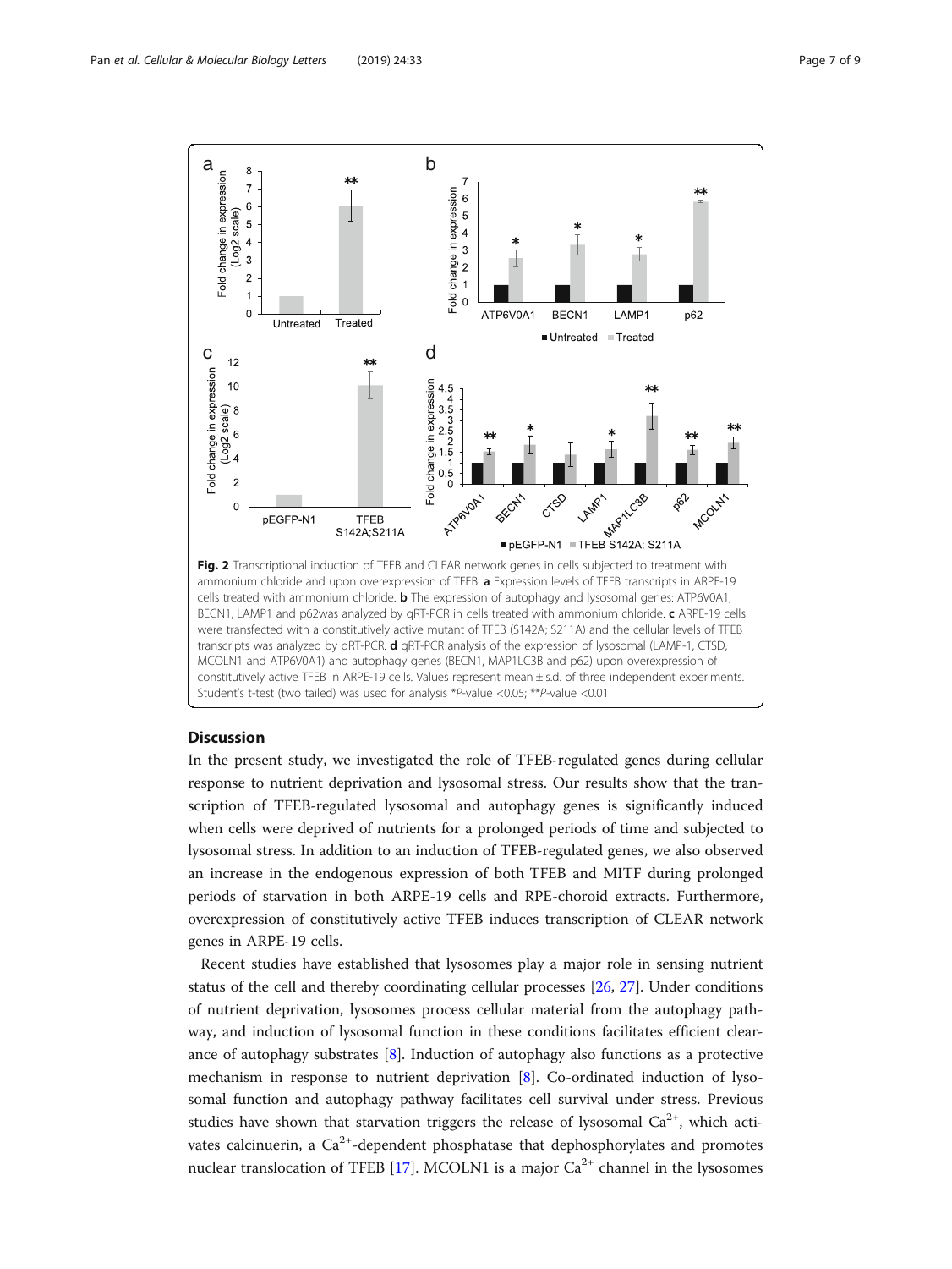**Fig. 2** Transcriptional induction of TFEB and CLEAR network genes in cells subjected to treatment with ammonium chloride and upon overexpression of TFEB. **a** Expression levels of TFEB transcripts in ARPE-19 cells treated with ammonium chloride. **b** The expression of autophagy and lysosomal genes: ATP6V0A1, BECN1, LAMP1 and p62was analyzed by qRT-PCR in cells treated with ammonium chloride. **c** ARPE-19 cells were transfected with a constitutively active mutant of TFEB (S142A; S211A) and the cellular levels of TFEB transcripts was analyzed by qRT-PCR. **d** qRT-PCR analysis of the expression of lysosomal (LAMP-1, CTSD, MCOLN1 and ATP6V0A1) and autophagy genes (BECN1, MAP1LC3B and p62) upon overexpression of constitutively active TFEB in ARPE-19 cells. Values represent mean ± s.d. of three independent experiments. Student's t-test (two tailed) was used for analysis *P-value <0.05; **P-value <0.01

## Discussion

In the present study, we investigated the role of TFEB-regulated genes during cellular response to nutrient deprivation and lysosomal stress. Our results show that the transcription of TFEB-regulated lysosomal and autophagy genes is significantly induced when cells were deprived of nutrients for a prolonged periods of time and subjected to lysosomal stress. In addition to an induction of TFEB-regulated genes, we also observed an increase in the endogenous expression of both TFEB and MITF during prolonged periods of starvation in both ARPE-19 cells and RPE-choroid extracts. Furthermore, overexpression of constitutively active TFEB induces transcription of CLEAR network genes in ARPE-19 cells.

Recent studies have established that lysosomes play a major role in sensing nutrient status of the cell and thereby coordinating cellular processes [26, 27]. Under conditions of nutrient deprivation, lysosomes process cellular material from the autophagy pathway, and induction of lysosomal function in these conditions facilitates efficient clearance of autophagy substrates [8]. Induction of autophagy also functions as a protective mechanism in response to nutrient deprivation [8]. Co-ordinated induction of lysosomal function and autophagy pathway facilitates cell survival under stress. Previous studies have shown that starvation triggers the release of lysosomal $Ca^{2+}$, which activates calcinuerin, a $Ca^{2+}$-dependent phosphatase that dephosphorylates and promotes nuclear translocation of TFEB [17]. MCOLN1 is a major $Ca^{2+}$ channel in the lysosomes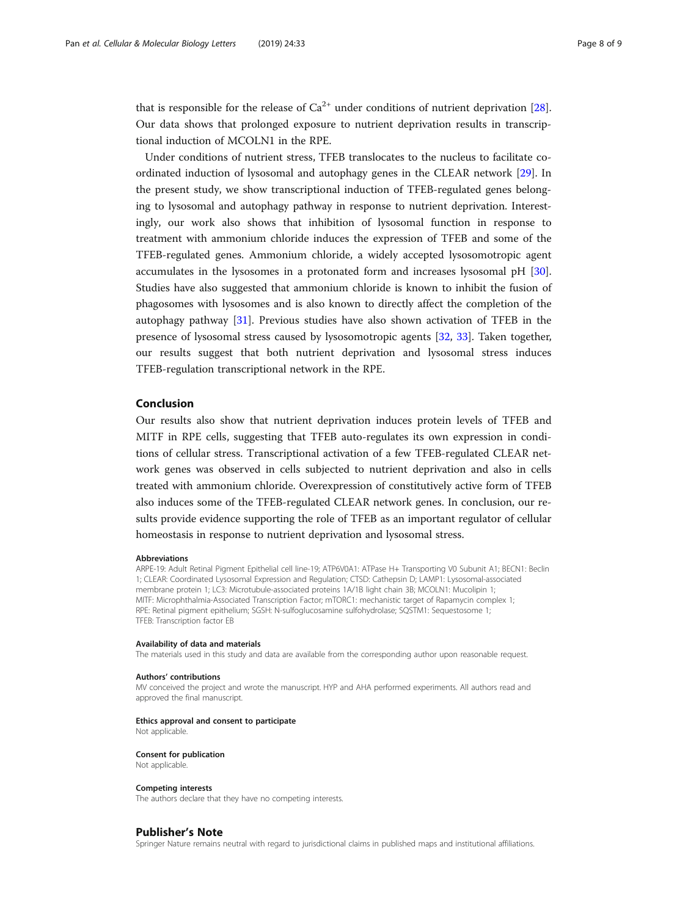that is responsible for the release of $Ca^{2+}$ under conditions of nutrient deprivation [28]. Our data shows that prolonged exposure to nutrient deprivation results in transcriptional induction of MCOLN1 in the RPE.

Under conditions of nutrient stress, TFEB translocates to the nucleus to facilitate co-ordinated induction of lysosomal and autophagy genes in the CLEAR network [29]. In the present study, we show transcriptional induction of TFEB-regulated genes belonging to lysosomal and autophagy pathway in response to nutrient deprivation. Interestingly, our work also shows that inhibition of lysosomal function in response to treatment with ammonium chloride induces the expression of TFEB and some of the TFEB-regulated genes. Ammonium chloride, a widely accepted lysosomotropic agent accumulates in the lysosomes in a protonated form and increases lysosomal pH [30]. Studies have also suggested that ammonium chloride is known to inhibit the fusion of phagosomes with lysosomes and is also known to directly affect the completion of the autophagy pathway [31]. Previous studies have also shown activation of TFEB in the presence of lysosomal stress caused by lysosomotropic agents [32, 33]. Taken together, our results suggest that both nutrient deprivation and lysosomal stress induces TFEB-regulation transcriptional network in the RPE.

## Conclusion

Our results also show that nutrient deprivation induces protein levels of TFEB and MITF in RPE cells, suggesting that TFEB auto-regulates its own expression in conditions of cellular stress. Transcriptional activation of a few TFEB-regulated CLEAR network genes was observed in cells subjected to nutrient deprivation and also in cells treated with ammonium chloride. Overexpression of constitutively active form of TFEB also induces some of the TFEB-regulated CLEAR network genes. In conclusion, our results provide evidence supporting the role of TFEB as an important regulator of cellular homeostasis in response to nutrient deprivation and lysosomal stress.

#### Abbreviations

ARPE-19: Adult Retinal Pigment Epithelial cell line-19; ATP6V0A1: ATPase H+ Transporting V0 Subunit A1; BECN1: Beclin 1; CLEAR: Coordinated Lysosomal Expression and Regulation; CTSD: Cathepsin D; LAMP1: Lysosomal-associated membrane protein 1; LC3: Microtubule-associated proteins 1A/1B light chain 3B; MCOLN1: Mucolipin 1; MITF: Microphthalmia-Associated Transcription Factor; mTORC1: mechanistic target of Rapamycin complex 1; RPE: Retinal pigment epithelium; SGSH: N-sulfoglucosamine sulfohydrolase; SQSTM1: Sequestosome 1; TFEB: Transcription factor EB

#### Availability of data and materials

The materials used in this study and data are available from the corresponding author upon reasonable request.

#### Authors' contributions

MV conceived the project and wrote the manuscript. HYP and AHA performed experiments. All authors read and approved the final manuscript.

#### Ethics approval and consent to participate

Not applicable.

#### Consent for publication

Not applicable.

#### Competing interests

The authors declare that they have no competing interests.

## Publisher's Note

Springer Nature remains neutral with regard to jurisdictional claims in published maps and institutional affiliations.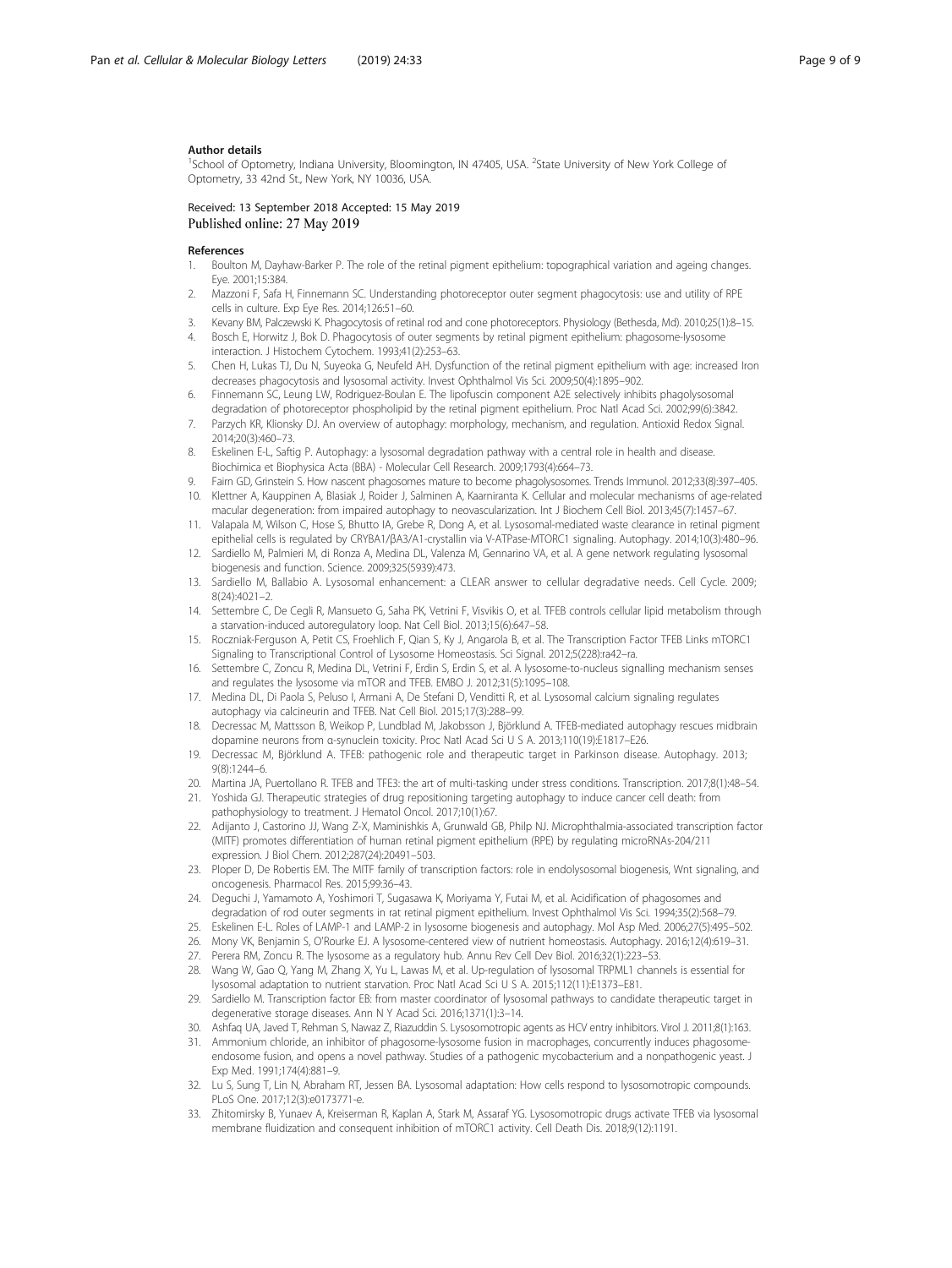#### Author details

[1]School of Optometry, Indiana University, Bloomington, IN 47405, USA. [2]State University of New York College of Optometry, 33 42nd St., New York, NY 10036, USA.

Received: 13 September 2018 Accepted: 15 May 2019
Published online: 27 May 2019

#### References

1. Boulton M, Dayhaw-Barker P. The role of the retinal pigment epithelium: topographical variation and ageing changes. Eye. 2001;15:384.
2. Mazzoni F, Safa H, Finnemann SC. Understanding photoreceptor outer segment phagocytosis: use and utility of RPE cells in culture. Exp Eye Res. 2014;126:51–60.
3. Kevany BM, Palczewski K. Phagocytosis of retinal rod and cone photoreceptors. Physiology (Bethesda, Md). 2010;25(1):8–15.
4. Bosch E, Horwitz J, Bok D. Phagocytosis of outer segments by retinal pigment epithelium: phagosome-lysosome interaction. J Histochem Cytochem. 1993;41(2):253–63.
5. Chen H, Lukas TJ, Du N, Suyeoka G, Neufeld AH. Dysfunction of the retinal pigment epithelium with age: increased Iron decreases phagocytosis and lysosomal activity. Invest Ophthalmol Vis Sci. 2009;50(4):1895–902.
6. Finnemann SC, Leung LW, Rodriguez-Boulan E. The lipofuscin component A2E selectively inhibits phagolysosomal degradation of photoreceptor phospholipid by the retinal pigment epithelium. Proc Natl Acad Sci. 2002;99(6):3842.
7. Parzych KR, Klionsky DJ. An overview of autophagy: morphology, mechanism, and regulation. Antioxid Redox Signal. 2014;20(3):460–73.
8. Eskelinen E-L, Saftig P. Autophagy: a lysosomal degradation pathway with a central role in health and disease. Biochimica et Biophysica Acta (BBA) - Molecular Cell Research. 2009;1793(4):664–73.
9. Fairn GD, Grinstein S. How nascent phagosomes mature to become phagolysosomes. Trends Immunol. 2012;33(8):397–405.
10. Klettner A, Kauppinen A, Blasiak J, Roider J, Salminen A, Kaarniranta K. Cellular and molecular mechanisms of age-related macular degeneration: from impaired autophagy to neovascularization. Int J Biochem Cell Biol. 2013;45(7):1457–67.
11. Valapala M, Wilson C, Hose S, Bhutto IA, Grebe R, Dong A, et al. Lysosomal-mediated waste clearance in retinal pigment epithelial cells is regulated by CRYBA1/βA3/A1-crystallin via V-ATPase-MTORC1 signaling. Autophagy. 2014;10(3):480–96.
12. Sardiello M, Palmieri M, di Ronza A, Medina DL, Valenza M, Gennarino VA, et al. A gene network regulating lysosomal biogenesis and function. Science. 2009;325(5939):473.
13. Sardiello M, Ballabio A. Lysosomal enhancement: a CLEAR answer to cellular degradative needs. Cell Cycle. 2009; 8(24):4021–2.
14. Settembre C, De Cegli R, Mansueto G, Saha PK, Vetrini F, Visvikis O, et al. TFEB controls cellular lipid metabolism through a starvation-induced autoregulatory loop. Nat Cell Biol. 2013;15(6):647–58.
15. Roczniak-Ferguson A, Petit CS, Froehlich F, Qian S, Ky J, Angarola B, et al. The Transcription Factor TFEB Links mTORC1 Signaling to Transcriptional Control of Lysosome Homeostasis. Sci Signal. 2012;5(228):ra42–ra.
16. Settembre C, Zoncu R, Medina DL, Vetrini F, Erdin S, Erdin S, et al. A lysosome-to-nucleus signalling mechanism senses and regulates the lysosome via mTOR and TFEB. EMBO J. 2012;31(5):1095–108.
17. Medina DL, Di Paola S, Peluso I, Armani A, De Stefani D, Venditti R, et al. Lysosomal calcium signaling regulates autophagy via calcineurin and TFEB. Nat Cell Biol. 2015;17(3):288–99.
18. Decressac M, Mattsson B, Weikop P, Lundblad M, Jakobsson J, Björklund A. TFEB-mediated autophagy rescues midbrain dopamine neurons from α-synuclein toxicity. Proc Natl Acad Sci U S A. 2013;110(19):E1817–E26.
19. Decressac M, Björklund A. TFEB: pathogenic role and therapeutic target in Parkinson disease. Autophagy. 2013; 9(8):1244–6.
20. Martina JA, Puertollano R. TFEB and TFE3: the art of multi-tasking under stress conditions. Transcription. 2017;8(1):48–54.
21. Yoshida GJ. Therapeutic strategies of drug repositioning targeting autophagy to induce cancer cell death: from pathophysiology to treatment. J Hematol Oncol. 2017;10(1):67.
22. Adijanto J, Castorino JJ, Wang Z-X, Maminishkis A, Grunwald GB, Philp NJ. Microphthalmia-associated transcription factor (MITF) promotes differentiation of human retinal pigment epithelium (RPE) by regulating microRNAs-204/211 expression. J Biol Chem. 2012;287(24):20491–503.
23. Ploper D, De Robertis EM. The MITF family of transcription factors: role in endolysosomal biogenesis, Wnt signaling, and oncogenesis. Pharmacol Res. 2015;99:36–43.
24. Deguchi J, Yamamoto A, Yoshimori T, Sugasawa K, Moriyama Y, Futai M, et al. Acidification of phagosomes and degradation of rod outer segments in rat retinal pigment epithelium. Invest Ophthalmol Vis Sci. 1994;35(2):568–79.
25. Eskelinen E-L. Roles of LAMP-1 and LAMP-2 in lysosome biogenesis and autophagy. Mol Asp Med. 2006;27(5):495–502.
26. Mony VK, Benjamin S, O'Rourke EJ. A lysosome-centered view of nutrient homeostasis. Autophagy. 2016;12(4):619–31.
27. Perera RM, Zoncu R. The lysosome as a regulatory hub. Annu Rev Cell Dev Biol. 2016;32(1):223–53.
28. Wang W, Gao Q, Yang M, Zhang X, Yu L, Lawas M, et al. Up-regulation of lysosomal TRPML1 channels is essential for lysosomal adaptation to nutrient starvation. Proc Natl Acad Sci U S A. 2015;112(11):E1373–E81.
29. Sardiello M. Transcription factor EB: from master coordinator of lysosomal pathways to candidate therapeutic target in degenerative storage diseases. Ann N Y Acad Sci. 2016;1371(1):3–14.
30. Ashfaq UA, Javed T, Rehman S, Nawaz Z, Riazuddin S. Lysosomotropic agents as HCV entry inhibitors. Virol J. 2011;8(1):163.
31. Ammonium chloride, an inhibitor of phagosome-lysosome fusion in macrophages, concurrently induces phagosome-endosome fusion, and opens a novel pathway. Studies of a pathogenic mycobacterium and a nonpathogenic yeast. J Exp Med. 1991;174(4):881–9.
32. Lu S, Sung T, Lin N, Abraham RT, Jessen BA. Lysosomal adaptation: How cells respond to lysosomotropic compounds. PLoS One. 2017;12(3):e0173771-e.
33. Zhitomirsky B, Yunaev A, Kreiserman R, Kaplan A, Stark M, Assaraf YG. Lysosomotropic drugs activate TFEB via lysosomal membrane fluidization and consequent inhibition of mTORC1 activity. Cell Death Dis. 2018;9(12):1191.